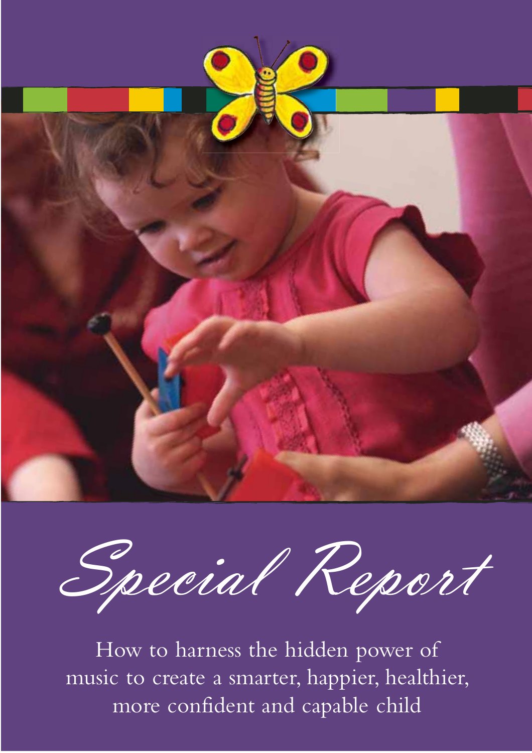# Special Report

How to harness the hidden power of music to create a smarter, happier, healthier, more confident and capable child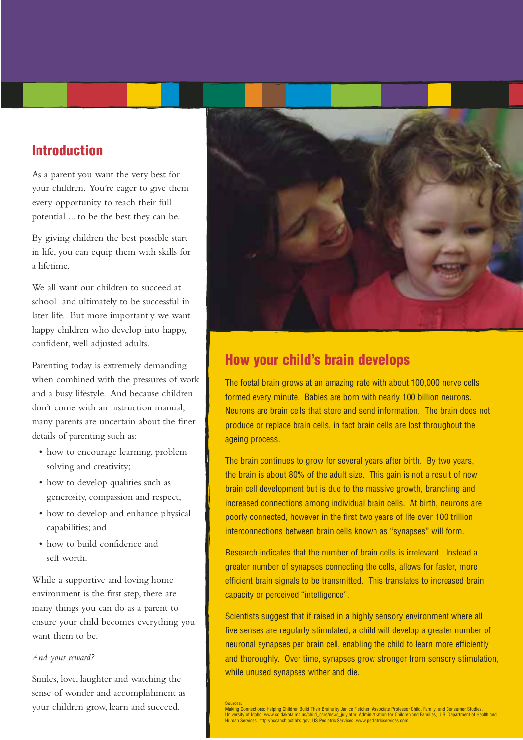## Introduction

As a parent you want the very best for your children. You're eager to give them every opportunity to reach their full potential ... to be the best they can be.

By giving children the best possible start in life, you can equip them with skills for a lifetime.

We all want our children to succeed at school and ultimately to be successful in later life. But more importantly we want happy children who develop into happy, confident, well adjusted adults.

Parenting today is extremely demanding when combined with the pressures of work and a busy lifestyle. And because children don't come with an instruction manual, many parents are uncertain about the finer details of parenting such as:

- how to encourage learning, problem solving and creativity;
- how to develop qualities such as generosity, compassion and respect,
- how to develop and enhance physical capabilities; and
- how to build confidence and self worth.

While a supportive and loving home environment is the first step, there are many things you can do as a parent to ensure your child becomes everything you want them to be.

*And your reward?*

Smiles, love, laughter and watching the sense of wonder and accomplishment as your children grow, learn and succeed.

## How your child's brain develops

The foetal brain grows at an amazing rate with about 100,000 nerve cells formed every minute. Babies are born with nearly 100 billion neurons. Neurons are brain cells that store and send information. The brain does not produce or replace brain cells, in fact brain cells are lost throughout the ageing process.

The brain continues to grow for several years after birth. By two years, the brain is about 80% of the adult size. This gain is not a result of new brain cell development but is due to the massive growth, branching and increased connections among individual brain cells. At birth, neurons are poorly connected, however in the first two years of life over 100 trillion interconnections between brain cells known as "synapses" will form.

Research indicates that the number of brain cells is irrelevant. Instead a greater number of synapses connecting the cells, allows for faster, more efficient brain signals to be transmitted. This translates to increased brain capacity or perceived "intelligence".

Scientists suggest that if raised in a highly sensory environment where all five senses are regularly stimulated, a child will develop a greater number of neuronal synapses per brain cell, enabling the child to learn more efficiently and thoroughly. Over time, synapses grow stronger from sensory stimulation, while unused synapses wither and die.

Sources:
Making Connections: Helping Children Build Their Brains by Janice Fletcher, Associate Professor Child, Family, and Consumer Studies, University of Idaho www.co.dakota.mn.us/child_care/news_july.htm; Administration for Children and Families, U.S. Department of Health and Human Services http://nccanch.acf.hhs.gov; US Pediatric Services www.pediatricservices.com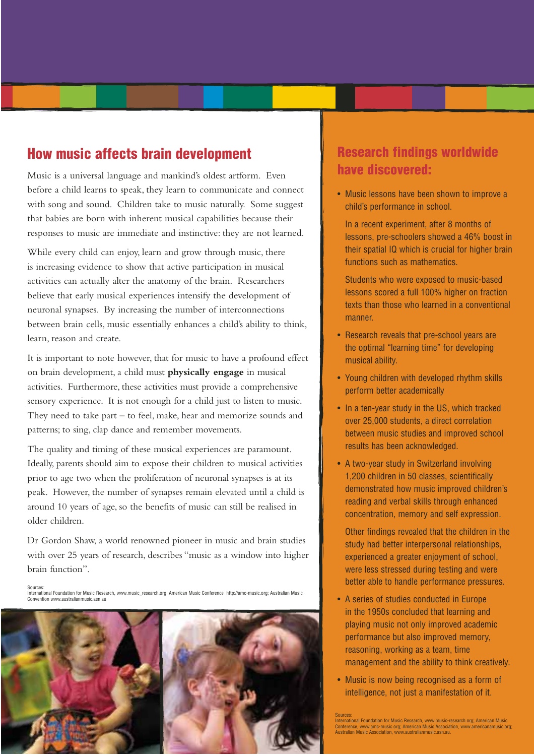## How music affects brain development

Music is a universal language and mankind's oldest artform. Even before a child learns to speak, they learn to communicate and connect with song and sound. Children take to music naturally. Some suggest that babies are born with inherent musical capabilities because their responses to music are immediate and instinctive: they are not learned.

While every child can enjoy, learn and grow through music, there is increasing evidence to show that active participation in musical activities can actually alter the anatomy of the brain. Researchers believe that early musical experiences intensify the development of neuronal synapses. By increasing the number of interconnections between brain cells, music essentially enhances a child's ability to think, learn, reason and create.

It is important to note however, that for music to have a profound effect on brain development, a child must **physically engage** in musical activities. Furthermore, these activities must provide a comprehensive sensory experience. It is not enough for a child just to listen to music. They need to take part – to feel, make, hear and memorize sounds and patterns; to sing, clap dance and remember movements.

The quality and timing of these musical experiences are paramount. Ideally, parents should aim to expose their children to musical activities prior to age two when the proliferation of neuronal synapses is at its peak. However, the number of synapses remain elevated until a child is around 10 years of age, so the benefits of music can still be realised in older children.

Dr Gordon Shaw, a world renowned pioneer in music and brain studies with over 25 years of research, describes "music as a window into higher brain function".

Sources:
International Foundation for Music Research, www.music_research.org; American Music Conference http://amc-music.org; Australian Music Convention www.australianmusic.asn.au

## Research findings worldwide have discovered:

- Music lessons have been shown to improve a child's performance in school.

  In a recent experiment, after 8 months of lessons, pre-schoolers showed a 46% boost in their spatial IQ which is crucial for higher brain functions such as mathematics.

  Students who were exposed to music-based lessons scored a full 100% higher on fraction texts than those who learned in a conventional manner.

- Research reveals that pre-school years are the optimal "learning time" for developing musical ability.
- Young children with developed rhythm skills perform better academically
- In a ten-year study in the US, which tracked over 25,000 students, a direct correlation between music studies and improved school results has been acknowledged.
- A two-year study in Switzerland involving 1,200 children in 50 classes, scientifically demonstrated how music improved children's reading and verbal skills through enhanced concentration, memory and self expression.

  Other findings revealed that the children in the study had better interpersonal relationships, experienced a greater enjoyment of school, were less stressed during testing and were better able to handle performance pressures.

- A series of studies conducted in Europe in the 1950s concluded that learning and playing music not only improved academic performance but also improved memory, reasoning, working as a team, time management and the ability to think creatively.
- Music is now being recognised as a form of intelligence, not just a manifestation of it.

Sources:
International Foundation for Music Research, www.music-research.org; American Music Conference, www.amc-music.org; American Music Association, www.americanamusic.org; Australian Music Association, www.australianmusic.asn.au.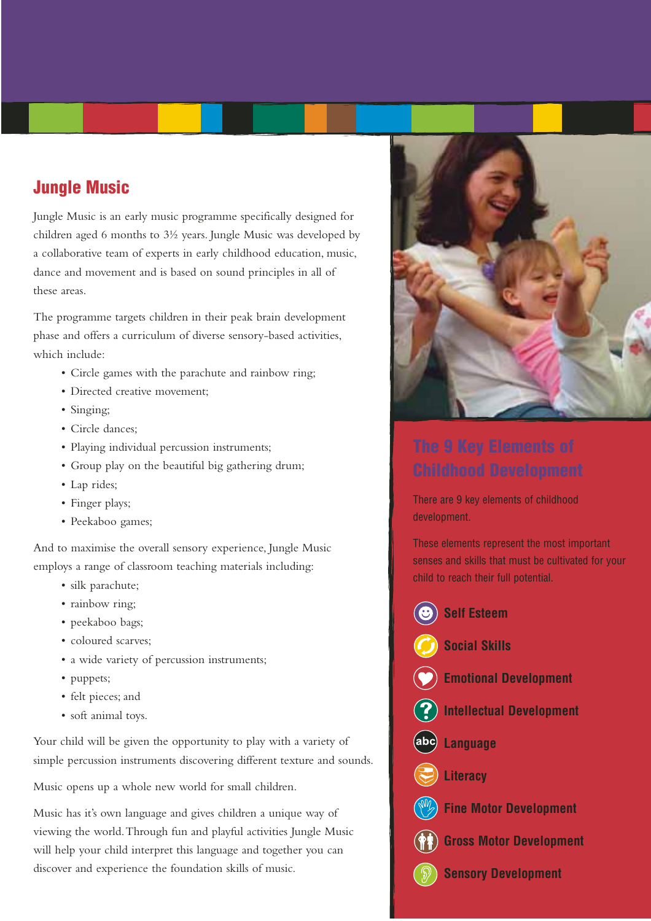## Jungle Music

Jungle Music is an early music programme specifically designed for children aged 6 months to 3½ years. Jungle Music was developed by a collaborative team of experts in early childhood education, music, dance and movement and is based on sound principles in all of these areas.

The programme targets children in their peak brain development phase and offers a curriculum of diverse sensory-based activities, which include:

- Circle games with the parachute and rainbow ring;
- Directed creative movement;
- Singing;
- Circle dances;
- Playing individual percussion instruments;
- Group play on the beautiful big gathering drum;
- Lap rides;
- Finger plays;
- Peekaboo games;

And to maximise the overall sensory experience, Jungle Music employs a range of classroom teaching materials including:

- silk parachute;
- rainbow ring;
- peekaboo bags;
- coloured scarves;
- a wide variety of percussion instruments;
- puppets;
- felt pieces; and
- soft animal toys.

Your child will be given the opportunity to play with a variety of simple percussion instruments discovering different texture and sounds.

Music opens up a whole new world for small children.

Music has it's own language and gives children a unique way of viewing the world. Through fun and playful activities Jungle Music will help your child interpret this language and together you can discover and experience the foundation skills of music.

## The 9 Key Elements of Childhood Development

There are 9 key elements of childhood development.

These elements represent the most important senses and skills that must be cultivated for your child to reach their full potential.

- **Self Esteem**
- **Social Skills**
- **Emotional Development**
- **Intellectual Development**
- **Language**
- **Literacy**
- **Fine Motor Development**
- **Gross Motor Development**
- **Sensory Development**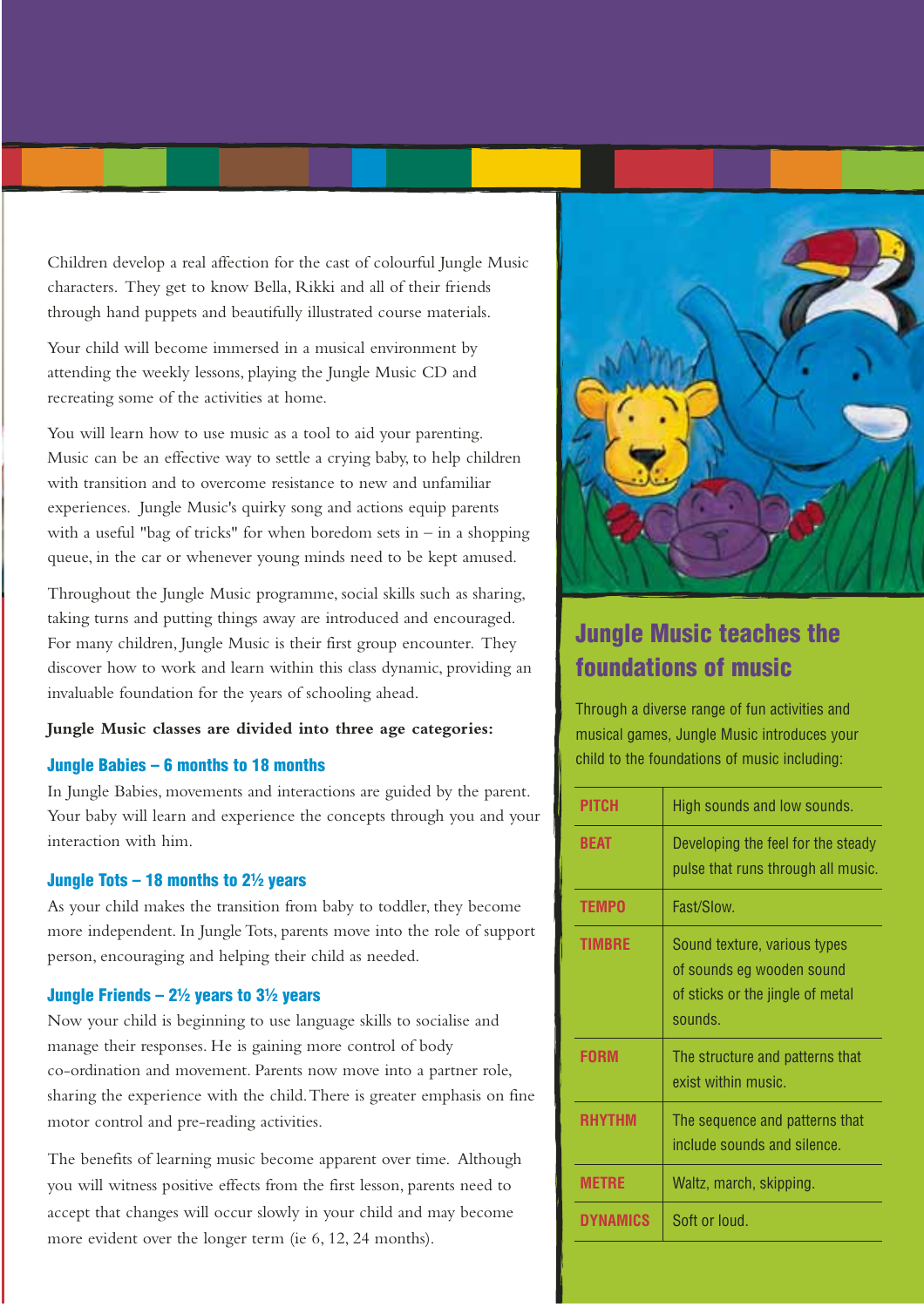Children develop a real affection for the cast of colourful Jungle Music characters. They get to know Bella, Rikki and all of their friends through hand puppets and beautifully illustrated course materials.

Your child will become immersed in a musical environment by attending the weekly lessons, playing the Jungle Music CD and recreating some of the activities at home.

You will learn how to use music as a tool to aid your parenting. Music can be an effective way to settle a crying baby, to help children with transition and to overcome resistance to new and unfamiliar experiences. Jungle Music's quirky song and actions equip parents with a useful "bag of tricks" for when boredom sets in – in a shopping queue, in the car or whenever young minds need to be kept amused.

Throughout the Jungle Music programme, social skills such as sharing, taking turns and putting things away are introduced and encouraged. For many children, Jungle Music is their first group encounter. They discover how to work and learn within this class dynamic, providing an invaluable foundation for the years of schooling ahead.

**Jungle Music classes are divided into three age categories:**

### Jungle Babies – 6 months to 18 months

In Jungle Babies, movements and interactions are guided by the parent. Your baby will learn and experience the concepts through you and your interaction with him.

### Jungle Tots – 18 months to 2½ years

As your child makes the transition from baby to toddler, they become more independent. In Jungle Tots, parents move into the role of support person, encouraging and helping their child as needed.

### Jungle Friends – 2½ years to 3½ years

Now your child is beginning to use language skills to socialise and manage their responses. He is gaining more control of body co-ordination and movement. Parents now move into a partner role, sharing the experience with the child. There is greater emphasis on fine motor control and pre-reading activities.

The benefits of learning music become apparent over time. Although you will witness positive effects from the first lesson, parents need to accept that changes will occur slowly in your child and may become more evident over the longer term (ie 6, 12, 24 months).

## Jungle Music teaches the foundations of music

Through a diverse range of fun activities and musical games, Jungle Music introduces your child to the foundations of music including:

| | |
|---|---|
| **PITCH** | High sounds and low sounds. |
| **BEAT** | Developing the feel for the steady pulse that runs through all music. |
| **TEMPO** | Fast/Slow. |
| **TIMBRE** | Sound texture, various types of sounds eg wooden sound of sticks or the jingle of metal sounds. |
| **FORM** | The structure and patterns that exist within music. |
| **RHYTHM** | The sequence and patterns that include sounds and silence. |
| **METRE** | Waltz, march, skipping. |
| **DYNAMICS** | Soft or loud. |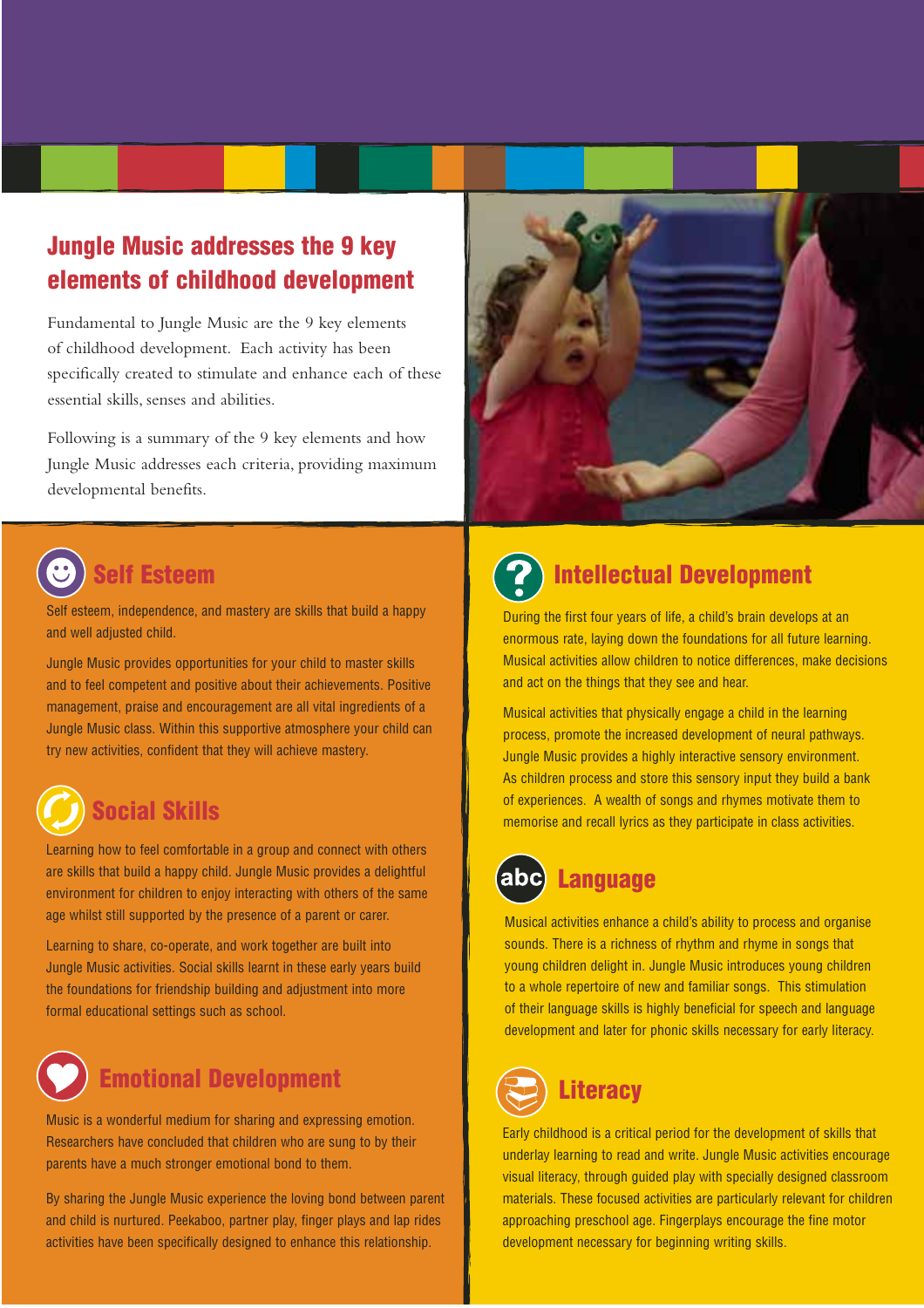## Jungle Music addresses the 9 key elements of childhood development

Fundamental to Jungle Music are the 9 key elements of childhood development. Each activity has been specifically created to stimulate and enhance each of these essential skills, senses and abilities.

Following is a summary of the 9 key elements and how Jungle Music addresses each criteria, providing maximum developmental benefits.

### Self Esteem

Self esteem, independence, and mastery are skills that build a happy and well adjusted child.

Jungle Music provides opportunities for your child to master skills and to feel competent and positive about their achievements. Positive management, praise and encouragement are all vital ingredients of a Jungle Music class. Within this supportive atmosphere your child can try new activities, confident that they will achieve mastery.

### Social Skills

Learning how to feel comfortable in a group and connect with others are skills that build a happy child. Jungle Music provides a delightful environment for children to enjoy interacting with others of the same age whilst still supported by the presence of a parent or carer.

Learning to share, co-operate, and work together are built into Jungle Music activities. Social skills learnt in these early years build the foundations for friendship building and adjustment into more formal educational settings such as school.

### Emotional Development

Music is a wonderful medium for sharing and expressing emotion. Researchers have concluded that children who are sung to by their parents have a much stronger emotional bond to them.

By sharing the Jungle Music experience the loving bond between parent and child is nurtured. Peekaboo, partner play, finger plays and lap rides activities have been specifically designed to enhance this relationship.

### Intellectual Development

During the first four years of life, a child's brain develops at an enormous rate, laying down the foundations for all future learning. Musical activities allow children to notice differences, make decisions and act on the things that they see and hear.

Musical activities that physically engage a child in the learning process, promote the increased development of neural pathways. Jungle Music provides a highly interactive sensory environment. As children process and store this sensory input they build a bank of experiences. A wealth of songs and rhymes motivate them to memorise and recall lyrics as they participate in class activities.

### Language

Musical activities enhance a child's ability to process and organise sounds. There is a richness of rhythm and rhyme in songs that young children delight in. Jungle Music introduces young children to a whole repertoire of new and familiar songs. This stimulation of their language skills is highly beneficial for speech and language development and later for phonic skills necessary for early literacy.

### Literacy

Early childhood is a critical period for the development of skills that underlay learning to read and write. Jungle Music activities encourage visual literacy, through guided play with specially designed classroom materials. These focused activities are particularly relevant for children approaching preschool age. Fingerplays encourage the fine motor development necessary for beginning writing skills.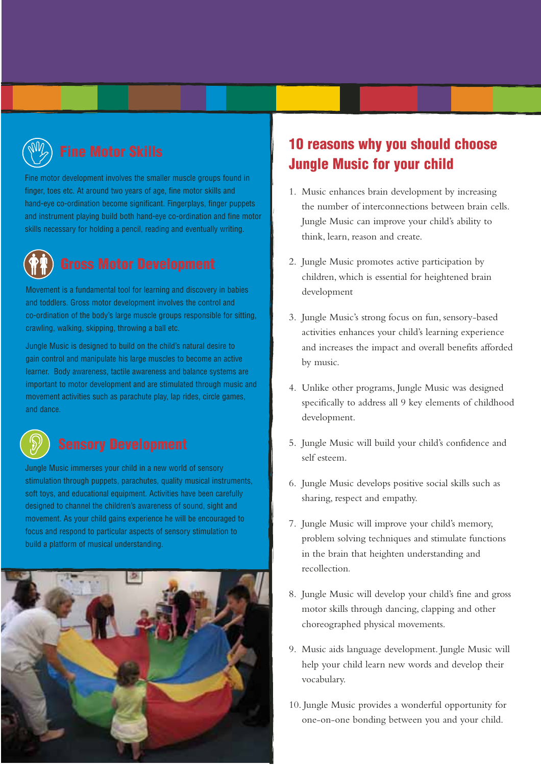## Fine Motor Skills

Fine motor development involves the smaller muscle groups found in finger, toes etc. At around two years of age, fine motor skills and hand-eye co-ordination become significant. Fingerplays, finger puppets and instrument playing build both hand-eye co-ordination and fine motor skills necessary for holding a pencil, reading and eventually writing.

## Gross Motor Development

Movement is a fundamental tool for learning and discovery in babies and toddlers. Gross motor development involves the control and co-ordination of the body's large muscle groups responsible for sitting, crawling, walking, skipping, throwing a ball etc.

Jungle Music is designed to build on the child's natural desire to gain control and manipulate his large muscles to become an active learner. Body awareness, tactile awareness and balance systems are important to motor development and are stimulated through music and movement activities such as parachute play, lap rides, circle games, and dance.

## Sensory Development

Jungle Music immerses your child in a new world of sensory stimulation through puppets, parachutes, quality musical instruments, soft toys, and educational equipment. Activities have been carefully designed to channel the children's awareness of sound, sight and movement. As your child gains experience he will be encouraged to focus and respond to particular aspects of sensory stimulation to build a platform of musical understanding.

## 10 reasons why you should choose Jungle Music for your child

1. Music enhances brain development by increasing the number of interconnections between brain cells. Jungle Music can improve your child's ability to think, learn, reason and create.
2. Jungle Music promotes active participation by children, which is essential for heightened brain development
3. Jungle Music's strong focus on fun, sensory-based activities enhances your child's learning experience and increases the impact and overall benefits afforded by music.
4. Unlike other programs, Jungle Music was designed specifically to address all 9 key elements of childhood development.
5. Jungle Music will build your child's confidence and self esteem.
6. Jungle Music develops positive social skills such as sharing, respect and empathy.
7. Jungle Music will improve your child's memory, problem solving techniques and stimulate functions in the brain that heighten understanding and recollection.
8. Jungle Music will develop your child's fine and gross motor skills through dancing, clapping and other choreographed physical movements.
9. Music aids language development. Jungle Music will help your child learn new words and develop their vocabulary.
10. Jungle Music provides a wonderful opportunity for one-on-one bonding between you and your child.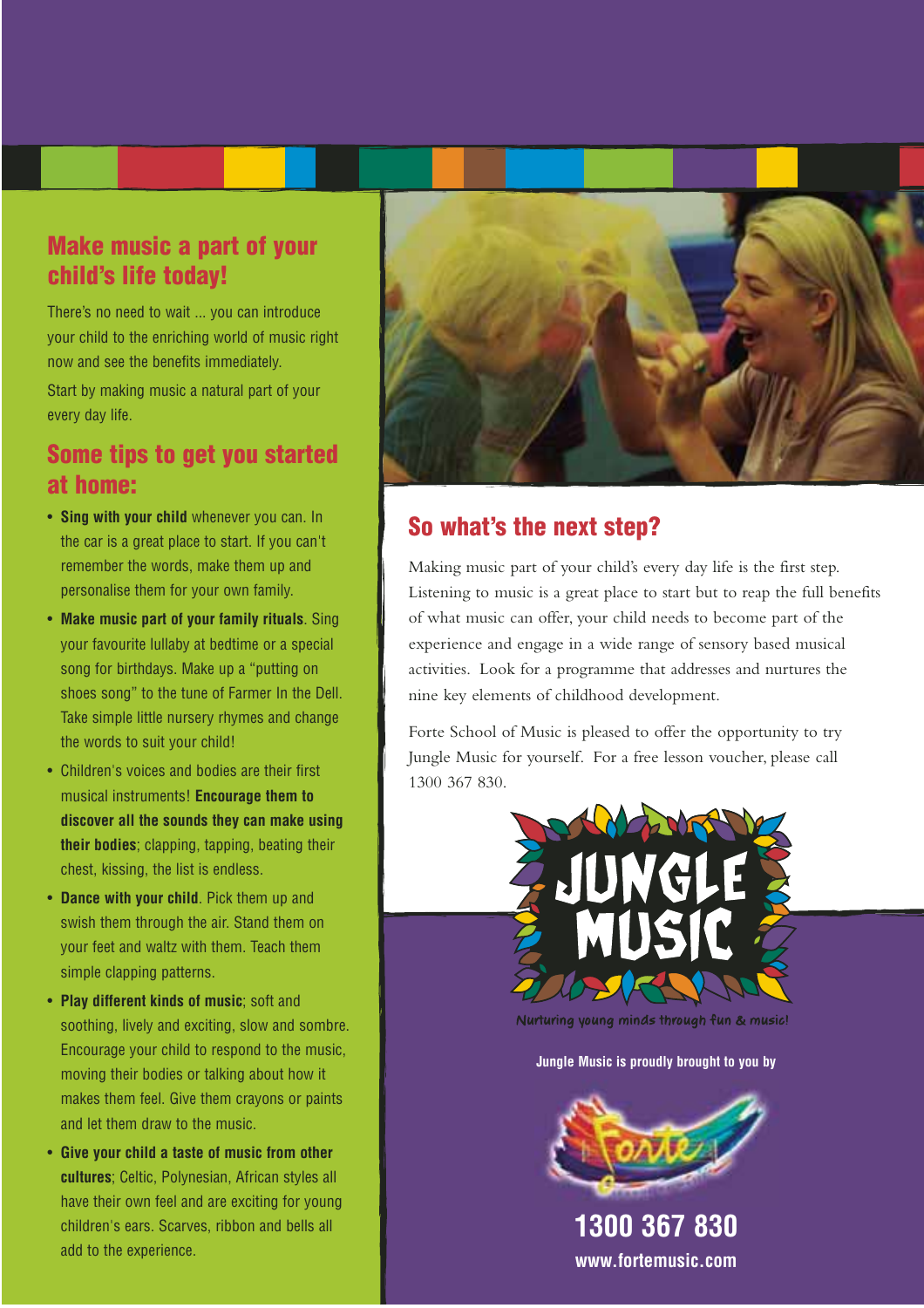## Make music a part of your child's life today!

There's no need to wait ... you can introduce your child to the enriching world of music right now and see the benefits immediately.

Start by making music a natural part of your every day life.

## Some tips to get you started at home:

- **Sing with your child** whenever you can. In the car is a great place to start. If you can't remember the words, make them up and personalise them for your own family.
- **Make music part of your family rituals**. Sing your favourite lullaby at bedtime or a special song for birthdays. Make up a "putting on shoes song" to the tune of Farmer In the Dell. Take simple little nursery rhymes and change the words to suit your child!
- Children's voices and bodies are their first musical instruments! **Encourage them to discover all the sounds they can make using their bodies**; clapping, tapping, beating their chest, kissing, the list is endless.
- **Dance with your child**. Pick them up and swish them through the air. Stand them on your feet and waltz with them. Teach them simple clapping patterns.
- **Play different kinds of music**; soft and soothing, lively and exciting, slow and sombre. Encourage your child to respond to the music, moving their bodies or talking about how it makes them feel. Give them crayons or paints and let them draw to the music.
- **Give your child a taste of music from other cultures**; Celtic, Polynesian, African styles all have their own feel and are exciting for young children's ears. Scarves, ribbon and bells all add to the experience.

## So what's the next step?

Making music part of your child's every day life is the first step. Listening to music is a great place to start but to reap the full benefits of what music can offer, your child needs to become part of the experience and engage in a wide range of sensory based musical activities. Look for a programme that addresses and nurtures the nine key elements of childhood development.

Forte School of Music is pleased to offer the opportunity to try Jungle Music for yourself. For a free lesson voucher, please call 1300 367 830.

JUNGLE MUSIC

*Nurturing young minds through fun & music!*

**Jungle Music is proudly brought to you by**

Forte

**1300 367 830**

**www.fortemusic.com**